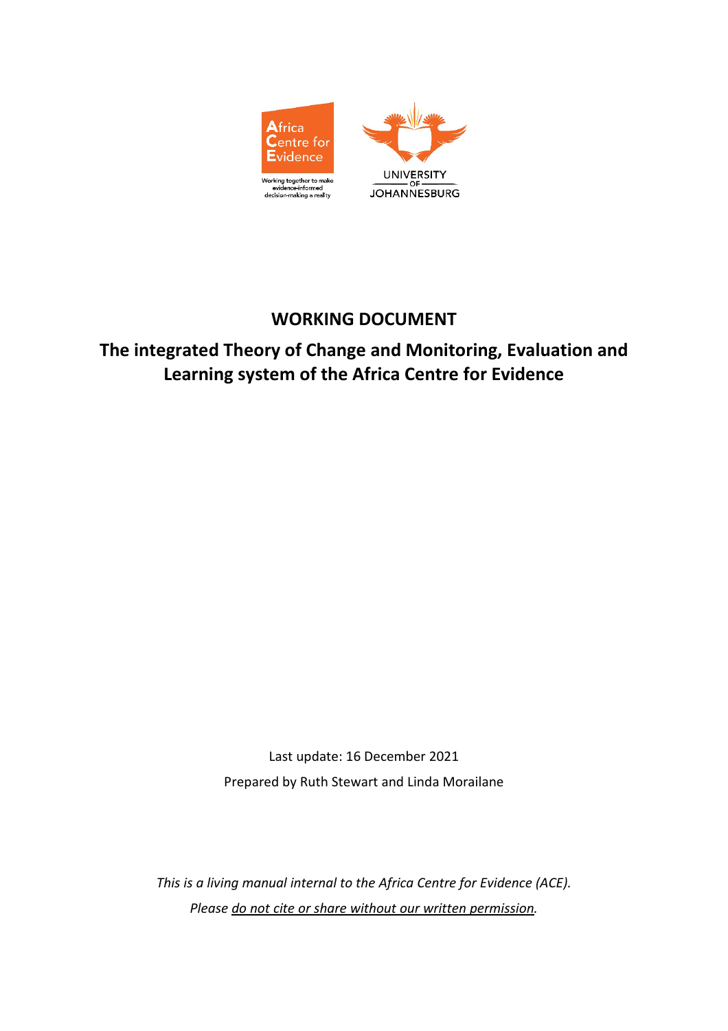**WORKING DOCUMENT**

# The integrated Theory of Change and Monitoring, Evaluation and Learning system of the Africa Centre for Evidence

Last update: 16 December 2021

Prepared by Ruth Stewart and Linda Morailane

*This is a living manual internal to the Africa Centre for Evidence (ACE).*

*Please do not cite or share without our written permission.*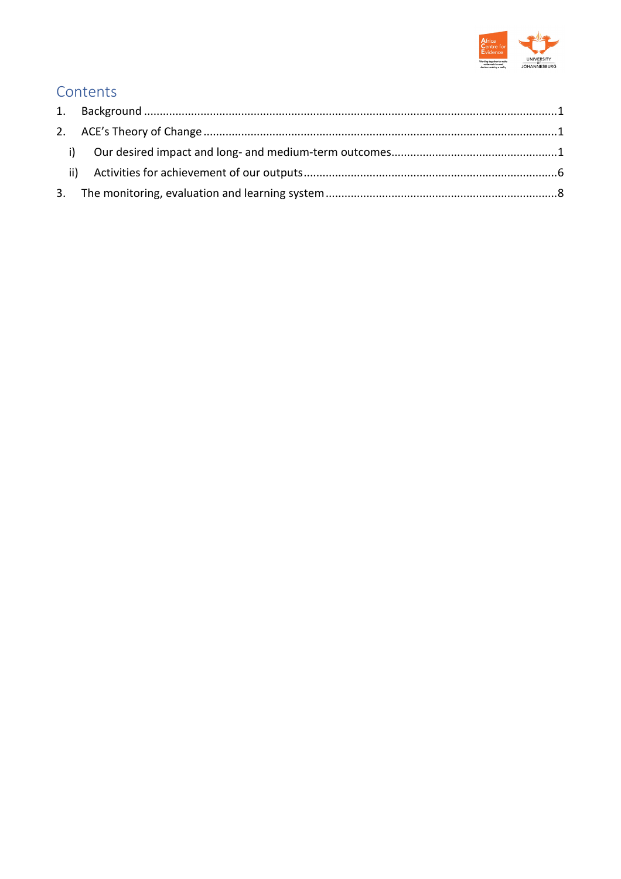# Contents

1. Background ........................................................................................................................................1
2. ACE's Theory of Change .....................................................................................................................1
   i) Our desired impact and long- and medium-term outcomes....................................................1
   ii) Activities for achievement of our outputs................................................................................6
3. The monitoring, evaluation and learning system .........................................................................8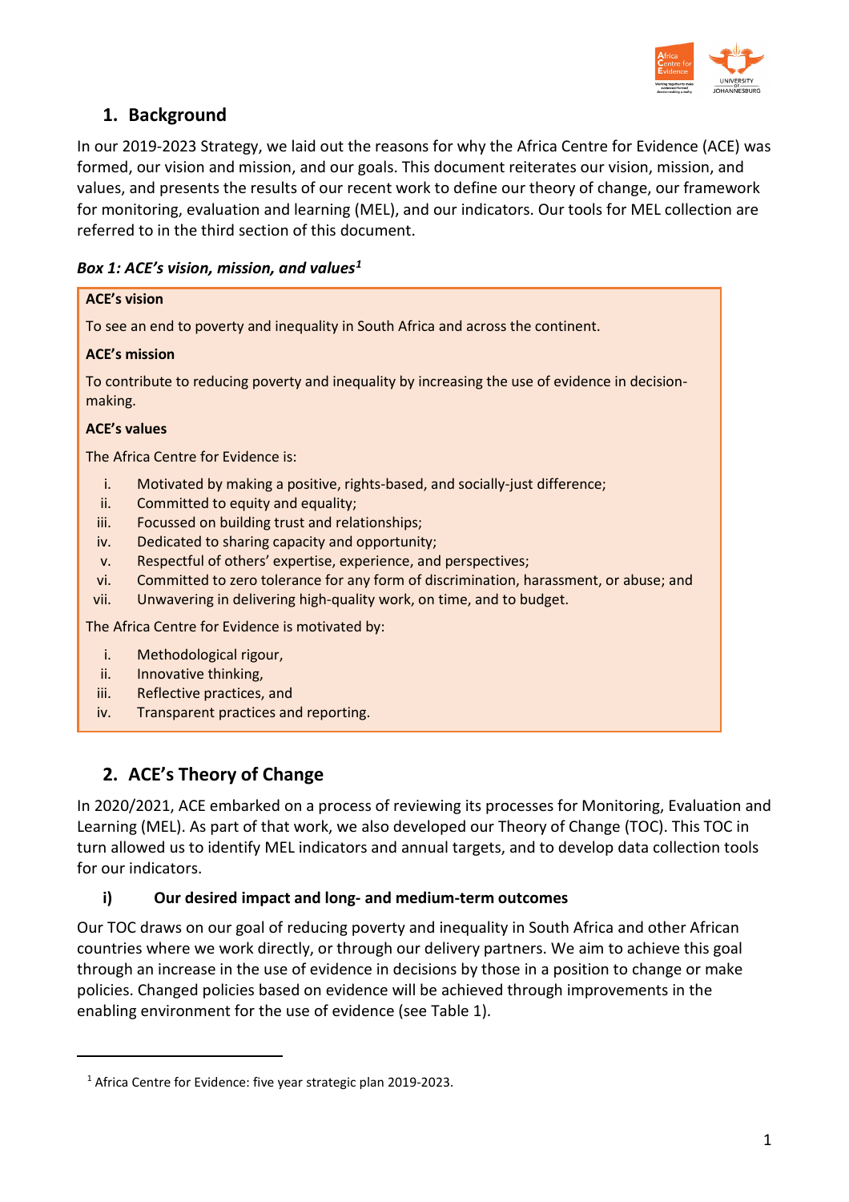## 1. Background

In our 2019-2023 Strategy, we laid out the reasons for why the Africa Centre for Evidence (ACE) was formed, our vision and mission, and our goals. This document reiterates our vision, mission, and values, and presents the results of our recent work to define our theory of change, our framework for monitoring, evaluation and learning (MEL), and our indicators. Our tools for MEL collection are referred to in the third section of this document.

***Box 1: ACE's vision, mission, and values[1]***

**ACE's vision**

To see an end to poverty and inequality in South Africa and across the continent.

**ACE's mission**

To contribute to reducing poverty and inequality by increasing the use of evidence in decision-making.

**ACE's values**

The Africa Centre for Evidence is:

i. Motivated by making a positive, rights-based, and socially-just difference;
ii. Committed to equity and equality;
iii. Focussed on building trust and relationships;
iv. Dedicated to sharing capacity and opportunity;
v. Respectful of others' expertise, experience, and perspectives;
vi. Committed to zero tolerance for any form of discrimination, harassment, or abuse; and
vii. Unwavering in delivering high-quality work, on time, and to budget.

The Africa Centre for Evidence is motivated by:

i. Methodological rigour,
ii. Innovative thinking,
iii. Reflective practices, and
iv. Transparent practices and reporting.

## 2. ACE's Theory of Change

In 2020/2021, ACE embarked on a process of reviewing its processes for Monitoring, Evaluation and Learning (MEL). As part of that work, we also developed our Theory of Change (TOC). This TOC in turn allowed us to identify MEL indicators and annual targets, and to develop data collection tools for our indicators.

### i) Our desired impact and long- and medium-term outcomes

Our TOC draws on our goal of reducing poverty and inequality in South Africa and other African countries where we work directly, or through our delivery partners. We aim to achieve this goal through an increase in the use of evidence in decisions by those in a position to change or make policies. Changed policies based on evidence will be achieved through improvements in the enabling environment for the use of evidence (see Table 1).

[1] Africa Centre for Evidence: five year strategic plan 2019-2023.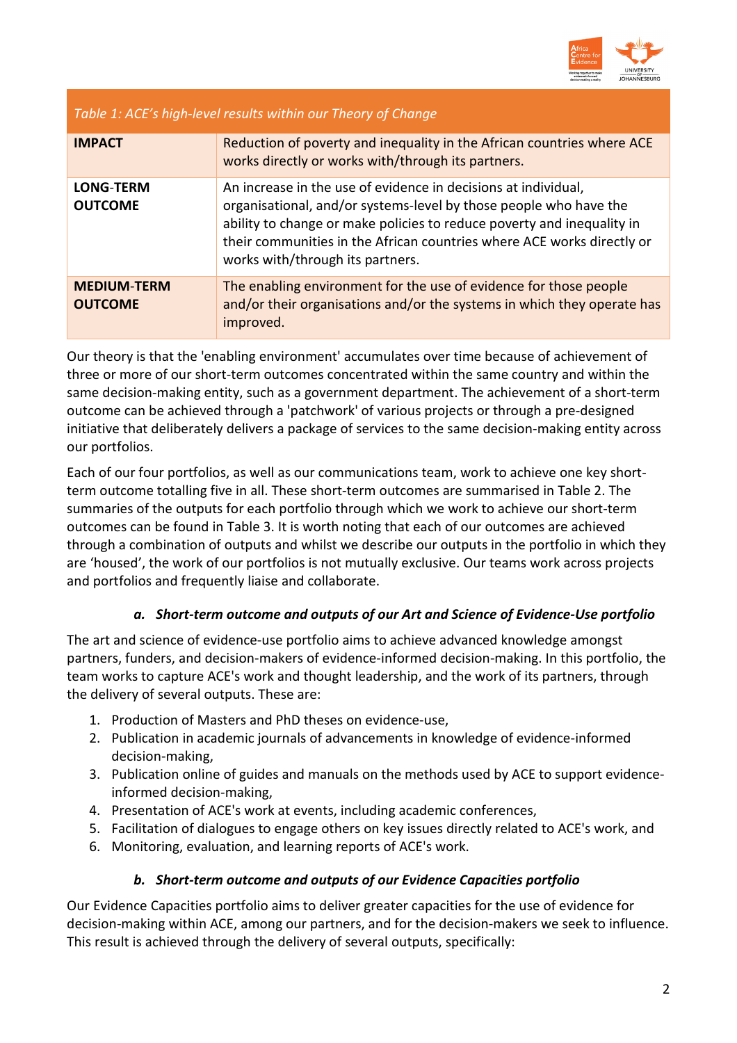| Table 1: ACE's high-level results within our Theory of Change | |
|---|---|
| **IMPACT** | Reduction of poverty and inequality in the African countries where ACE works directly or works with/through its partners. |
| **LONG-TERM OUTCOME** | An increase in the use of evidence in decisions at individual, organisational, and/or systems-level by those people who have the ability to change or make policies to reduce poverty and inequality in their communities in the African countries where ACE works directly or works with/through its partners. |
| **MEDIUM-TERM OUTCOME** | The enabling environment for the use of evidence for those people and/or their organisations and/or the systems in which they operate has improved. |

Our theory is that the 'enabling environment' accumulates over time because of achievement of three or more of our short-term outcomes concentrated within the same country and within the same decision-making entity, such as a government department. The achievement of a short-term outcome can be achieved through a 'patchwork' of various projects or through a pre-designed initiative that deliberately delivers a package of services to the same decision-making entity across our portfolios.

Each of our four portfolios, as well as our communications team, work to achieve one key short-term outcome totalling five in all. These short-term outcomes are summarised in Table 2. The summaries of the outputs for each portfolio through which we work to achieve our short-term outcomes can be found in Table 3. It is worth noting that each of our outcomes are achieved through a combination of outputs and whilst we describe our outputs in the portfolio in which they are 'housed', the work of our portfolios is not mutually exclusive. Our teams work across projects and portfolios and frequently liaise and collaborate.

### a. Short-term outcome and outputs of our Art and Science of Evidence-Use portfolio

The art and science of evidence-use portfolio aims to achieve advanced knowledge amongst partners, funders, and decision-makers of evidence-informed decision-making. In this portfolio, the team works to capture ACE's work and thought leadership, and the work of its partners, through the delivery of several outputs. These are:

1. Production of Masters and PhD theses on evidence-use,
2. Publication in academic journals of advancements in knowledge of evidence-informed decision-making,
3. Publication online of guides and manuals on the methods used by ACE to support evidence-informed decision-making,
4. Presentation of ACE's work at events, including academic conferences,
5. Facilitation of dialogues to engage others on key issues directly related to ACE's work, and
6. Monitoring, evaluation, and learning reports of ACE's work.

### b. Short-term outcome and outputs of our Evidence Capacities portfolio

Our Evidence Capacities portfolio aims to deliver greater capacities for the use of evidence for decision-making within ACE, among our partners, and for the decision-makers we seek to influence. This result is achieved through the delivery of several outputs, specifically: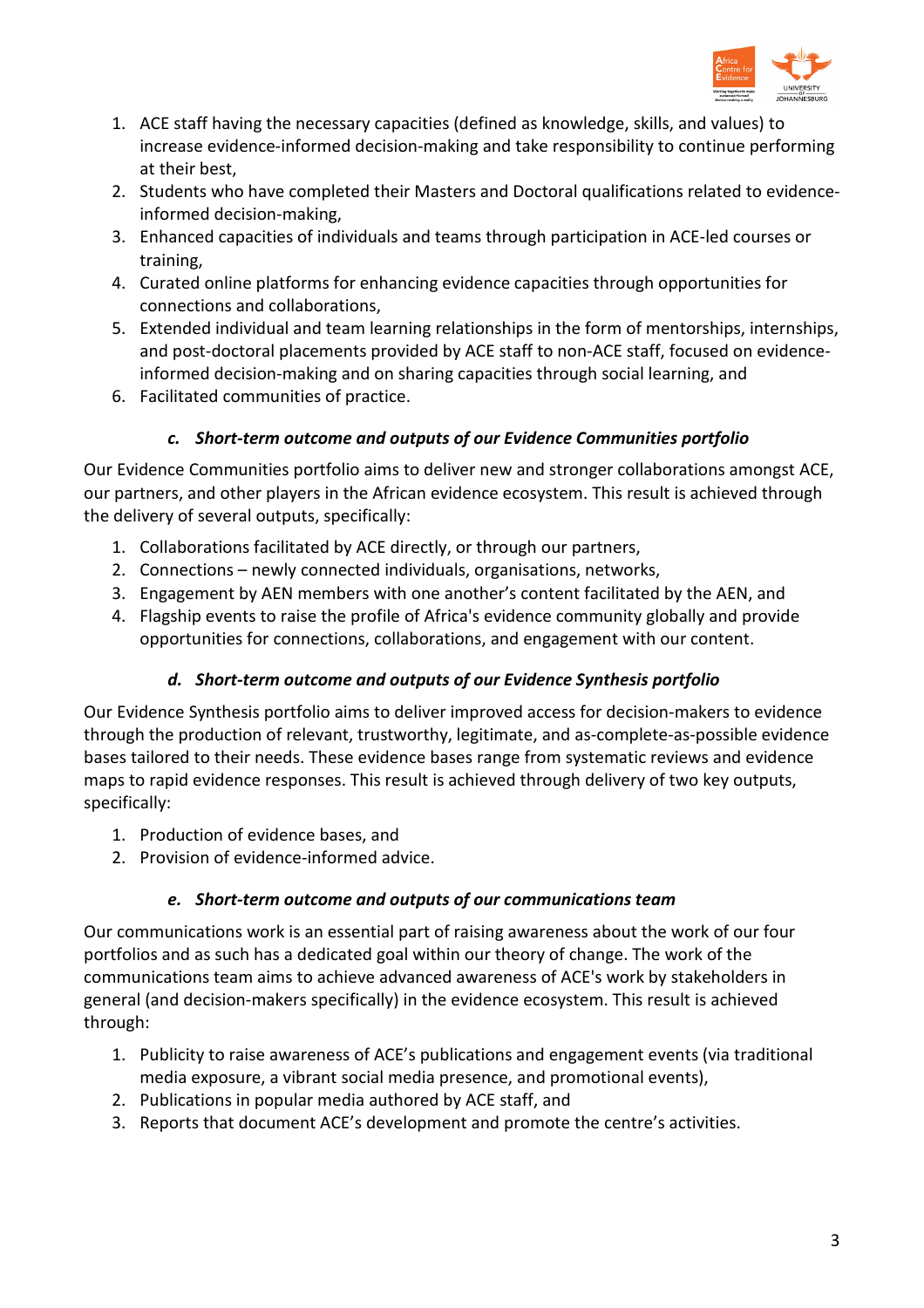1. ACE staff having the necessary capacities (defined as knowledge, skills, and values) to increase evidence-informed decision-making and take responsibility to continue performing at their best,
2. Students who have completed their Masters and Doctoral qualifications related to evidence-informed decision-making,
3. Enhanced capacities of individuals and teams through participation in ACE-led courses or training,
4. Curated online platforms for enhancing evidence capacities through opportunities for connections and collaborations,
5. Extended individual and team learning relationships in the form of mentorships, internships, and post-doctoral placements provided by ACE staff to non-ACE staff, focused on evidence-informed decision-making and on sharing capacities through social learning, and
6. Facilitated communities of practice.

### *c. Short-term outcome and outputs of our Evidence Communities portfolio*

Our Evidence Communities portfolio aims to deliver new and stronger collaborations amongst ACE, our partners, and other players in the African evidence ecosystem. This result is achieved through the delivery of several outputs, specifically:

1. Collaborations facilitated by ACE directly, or through our partners,
2. Connections – newly connected individuals, organisations, networks,
3. Engagement by AEN members with one another's content facilitated by the AEN, and
4. Flagship events to raise the profile of Africa's evidence community globally and provide opportunities for connections, collaborations, and engagement with our content.

### *d. Short-term outcome and outputs of our Evidence Synthesis portfolio*

Our Evidence Synthesis portfolio aims to deliver improved access for decision-makers to evidence through the production of relevant, trustworthy, legitimate, and as-complete-as-possible evidence bases tailored to their needs. These evidence bases range from systematic reviews and evidence maps to rapid evidence responses. This result is achieved through delivery of two key outputs, specifically:

1. Production of evidence bases, and
2. Provision of evidence-informed advice.

### *e. Short-term outcome and outputs of our communications team*

Our communications work is an essential part of raising awareness about the work of our four portfolios and as such has a dedicated goal within our theory of change. The work of the communications team aims to achieve advanced awareness of ACE's work by stakeholders in general (and decision-makers specifically) in the evidence ecosystem. This result is achieved through:

1. Publicity to raise awareness of ACE's publications and engagement events (via traditional media exposure, a vibrant social media presence, and promotional events),
2. Publications in popular media authored by ACE staff, and
3. Reports that document ACE's development and promote the centre's activities.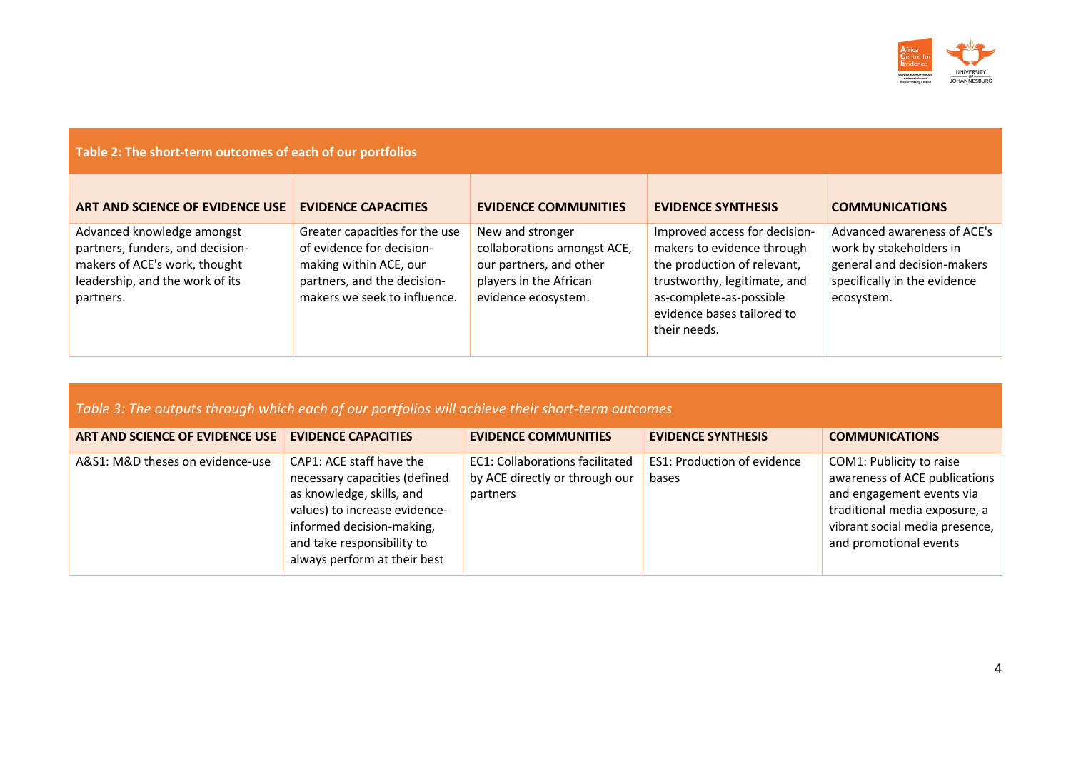**Table 2: The short-term outcomes of each of our portfolios**

| ART AND SCIENCE OF EVIDENCE USE | EVIDENCE CAPACITIES | EVIDENCE COMMUNITIES | EVIDENCE SYNTHESIS | COMMUNICATIONS |
|---|---|---|---|---|
| Advanced knowledge amongst partners, funders, and decision-makers of ACE's work, thought leadership, and the work of its partners. | Greater capacities for the use of evidence for decision-making within ACE, our partners, and the decision-makers we seek to influence. | New and stronger collaborations amongst ACE, our partners, and other players in the African evidence ecosystem. | Improved access for decision-makers to evidence through the production of relevant, trustworthy, legitimate, and as-complete-as-possible evidence bases tailored to their needs. | Advanced awareness of ACE's work by stakeholders in general and decision-makers specifically in the evidence ecosystem. |

*Table 3: The outputs through which each of our portfolios will achieve their short-term outcomes*

| ART AND SCIENCE OF EVIDENCE USE | EVIDENCE CAPACITIES | EVIDENCE COMMUNITIES | EVIDENCE SYNTHESIS | COMMUNICATIONS |
|---|---|---|---|---|
| A&S1: M&D theses on evidence-use | CAP1: ACE staff have the necessary capacities (defined as knowledge, skills, and values) to increase evidence-informed decision-making, and take responsibility to always perform at their best | EC1: Collaborations facilitated by ACE directly or through our partners | ES1: Production of evidence bases | COM1: Publicity to raise awareness of ACE publications and engagement events via traditional media exposure, a vibrant social media presence, and promotional events |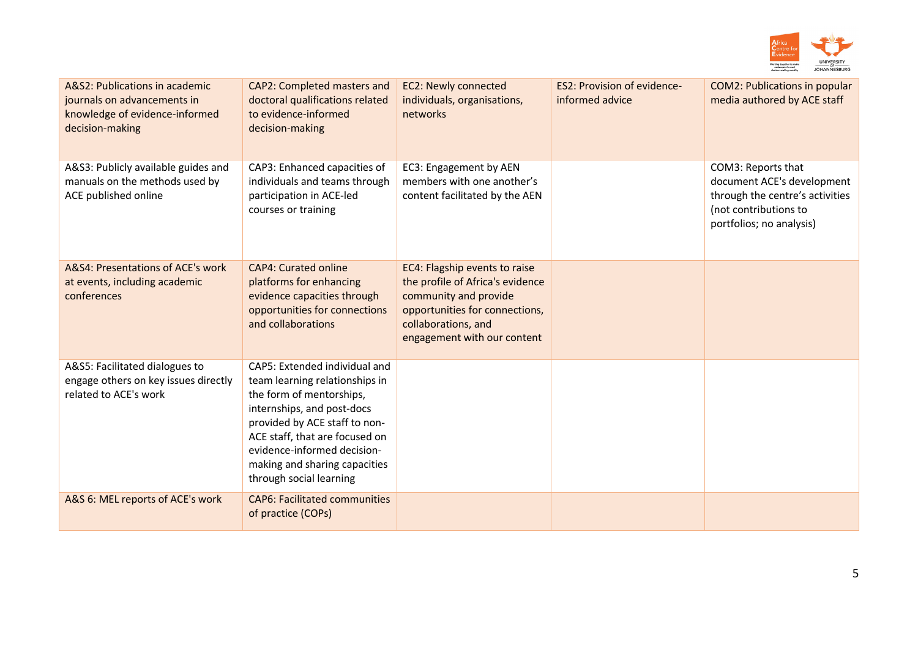| A&S2: Publications in academic journals on advancements in knowledge of evidence-informed decision-making | CAP2: Completed masters and doctoral qualifications related to evidence-informed decision-making | EC2: Newly connected individuals, organisations, networks | ES2: Provision of evidence-informed advice | COM2: Publications in popular media authored by ACE staff |
|---|---|---|---|---|
| A&S3: Publicly available guides and manuals on the methods used by ACE published online | CAP3: Enhanced capacities of individuals and teams through participation in ACE-led courses or training | EC3: Engagement by AEN members with one another's content facilitated by the AEN | | COM3: Reports that document ACE's development through the centre's activities (not contributions to portfolios; no analysis) |
| A&S4: Presentations of ACE's work at events, including academic conferences | CAP4: Curated online platforms for enhancing evidence capacities through opportunities for connections and collaborations | EC4: Flagship events to raise the profile of Africa's evidence community and provide opportunities for connections, collaborations, and engagement with our content | | |
| A&S5: Facilitated dialogues to engage others on key issues directly related to ACE's work | CAP5: Extended individual and team learning relationships in the form of mentorships, internships, and post-docs provided by ACE staff to non-ACE staff, that are focused on evidence-informed decision-making and sharing capacities through social learning | | | |
| A&S 6: MEL reports of ACE's work | CAP6: Facilitated communities of practice (COPs) | | | |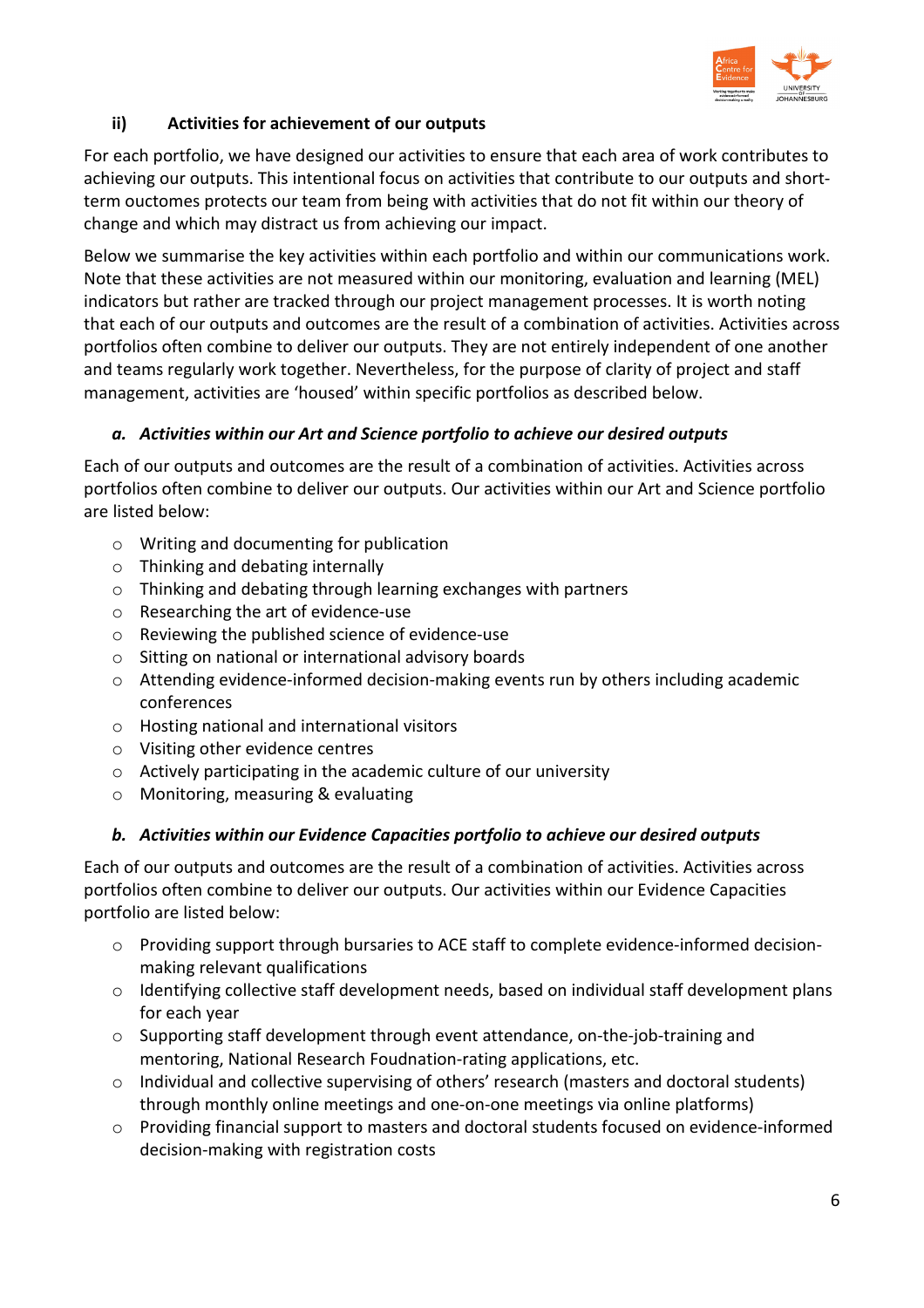### ii) Activities for achievement of our outputs

For each portfolio, we have designed our activities to ensure that each area of work contributes to achieving our outputs. This intentional focus on activities that contribute to our outputs and short-term ouctomes protects our team from being with activities that do not fit within our theory of change and which may distract us from achieving our impact.

Below we summarise the key activities within each portfolio and within our communications work. Note that these activities are not measured within our monitoring, evaluation and learning (MEL) indicators but rather are tracked through our project management processes. It is worth noting that each of our outputs and outcomes are the result of a combination of activities. Activities across portfolios often combine to deliver our outputs. They are not entirely independent of one another and teams regularly work together. Nevertheless, for the purpose of clarity of project and staff management, activities are 'housed' within specific portfolios as described below.

#### *a. Activities within our Art and Science portfolio to achieve our desired outputs*

Each of our outputs and outcomes are the result of a combination of activities. Activities across portfolios often combine to deliver our outputs. Our activities within our Art and Science portfolio are listed below:

- Writing and documenting for publication
- Thinking and debating internally
- Thinking and debating through learning exchanges with partners
- Researching the art of evidence-use
- Reviewing the published science of evidence-use
- Sitting on national or international advisory boards
- Attending evidence-informed decision-making events run by others including academic conferences
- Hosting national and international visitors
- Visiting other evidence centres
- Actively participating in the academic culture of our university
- Monitoring, measuring & evaluating

#### *b. Activities within our Evidence Capacities portfolio to achieve our desired outputs*

Each of our outputs and outcomes are the result of a combination of activities. Activities across portfolios often combine to deliver our outputs. Our activities within our Evidence Capacities portfolio are listed below:

- Providing support through bursaries to ACE staff to complete evidence-informed decision-making relevant qualifications
- Identifying collective staff development needs, based on individual staff development plans for each year
- Supporting staff development through event attendance, on-the-job-training and mentoring, National Research Foudnation-rating applications, etc.
- Individual and collective supervising of others' research (masters and doctoral students) through monthly online meetings and one-on-one meetings via online platforms)
- Providing financial support to masters and doctoral students focused on evidence-informed decision-making with registration costs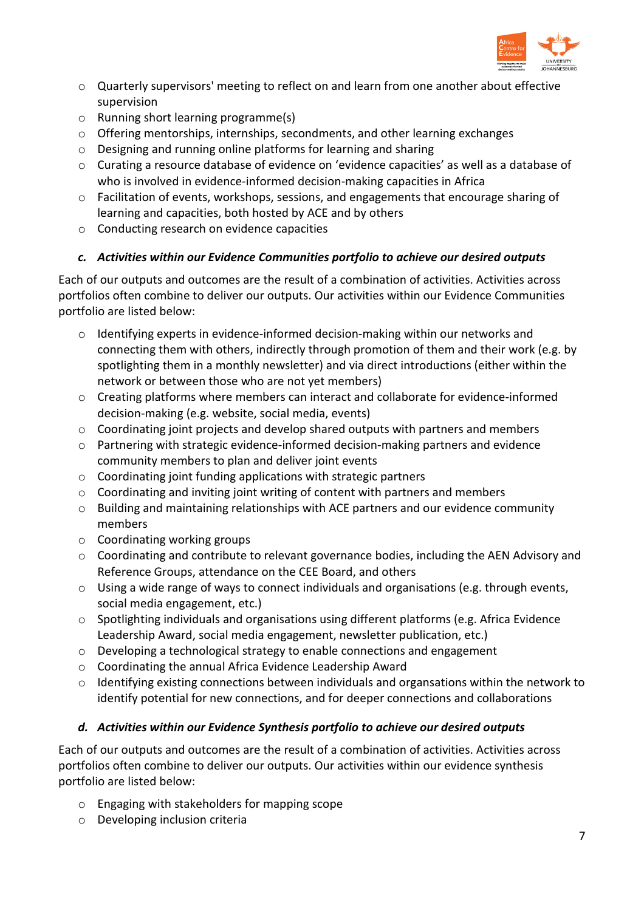- Quarterly supervisors' meeting to reflect on and learn from one another about effective supervision
- Running short learning programme(s)
- Offering mentorships, internships, secondments, and other learning exchanges
- Designing and running online platforms for learning and sharing
- Curating a resource database of evidence on 'evidence capacities' as well as a database of who is involved in evidence-informed decision-making capacities in Africa
- Facilitation of events, workshops, sessions, and engagements that encourage sharing of learning and capacities, both hosted by ACE and by others
- Conducting research on evidence capacities

### c. *Activities within our Evidence Communities portfolio to achieve our desired outputs*

Each of our outputs and outcomes are the result of a combination of activities. Activities across portfolios often combine to deliver our outputs. Our activities within our Evidence Communities portfolio are listed below:

- Identifying experts in evidence-informed decision-making within our networks and connecting them with others, indirectly through promotion of them and their work (e.g. by spotlighting them in a monthly newsletter) and via direct introductions (either within the network or between those who are not yet members)
- Creating platforms where members can interact and collaborate for evidence-informed decision-making (e.g. website, social media, events)
- Coordinating joint projects and develop shared outputs with partners and members
- Partnering with strategic evidence-informed decision-making partners and evidence community members to plan and deliver joint events
- Coordinating joint funding applications with strategic partners
- Coordinating and inviting joint writing of content with partners and members
- Building and maintaining relationships with ACE partners and our evidence community members
- Coordinating working groups
- Coordinating and contribute to relevant governance bodies, including the AEN Advisory and Reference Groups, attendance on the CEE Board, and others
- Using a wide range of ways to connect individuals and organisations (e.g. through events, social media engagement, etc.)
- Spotlighting individuals and organisations using different platforms (e.g. Africa Evidence Leadership Award, social media engagement, newsletter publication, etc.)
- Developing a technological strategy to enable connections and engagement
- Coordinating the annual Africa Evidence Leadership Award
- Identifying existing connections between individuals and organsations within the network to identify potential for new connections, and for deeper connections and collaborations

### d. *Activities within our Evidence Synthesis portfolio to achieve our desired outputs*

Each of our outputs and outcomes are the result of a combination of activities. Activities across portfolios often combine to deliver our outputs. Our activities within our evidence synthesis portfolio are listed below:

- Engaging with stakeholders for mapping scope
- Developing inclusion criteria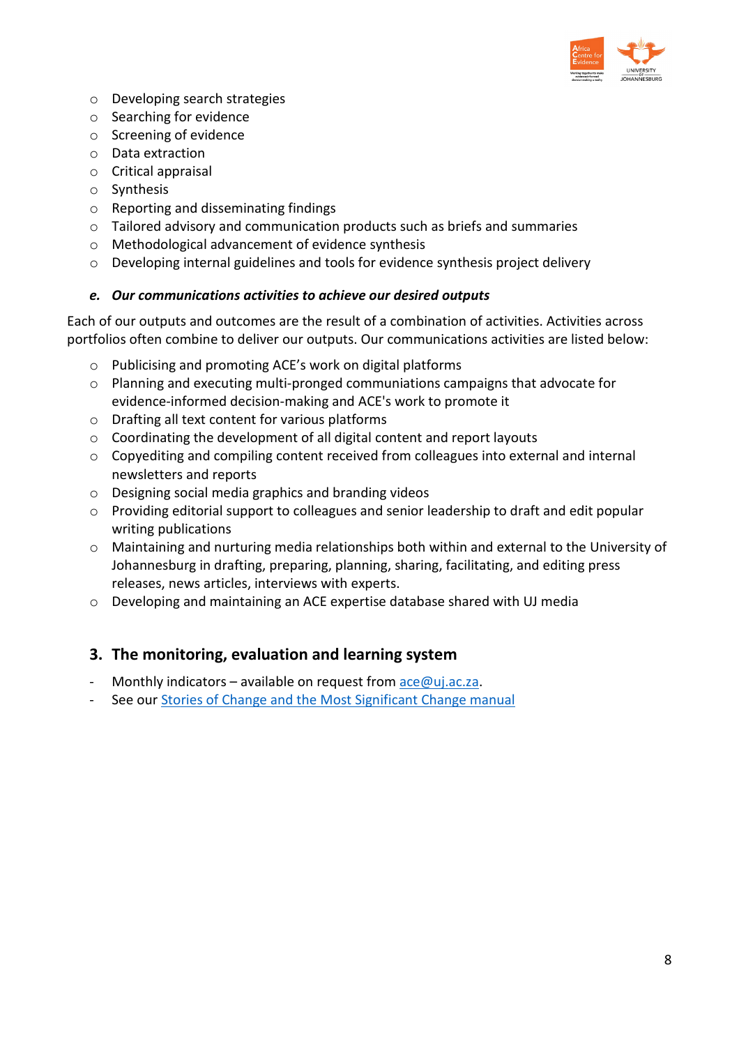- Developing search strategies
- Searching for evidence
- Screening of evidence
- Data extraction
- Critical appraisal
- Synthesis
- Reporting and disseminating findings
- Tailored advisory and communication products such as briefs and summaries
- Methodological advancement of evidence synthesis
- Developing internal guidelines and tools for evidence synthesis project delivery

#### *e. Our communications activities to achieve our desired outputs*

Each of our outputs and outcomes are the result of a combination of activities. Activities across portfolios often combine to deliver our outputs. Our communications activities are listed below:

- Publicising and promoting ACE's work on digital platforms
- Planning and executing multi-pronged communiations campaigns that advocate for evidence-informed decision-making and ACE's work to promote it
- Drafting all text content for various platforms
- Coordinating the development of all digital content and report layouts
- Copyediting and compiling content received from colleagues into external and internal newsletters and reports
- Designing social media graphics and branding videos
- Providing editorial support to colleagues and senior leadership to draft and edit popular writing publications
- Maintaining and nurturing media relationships both within and external to the University of Johannesburg in drafting, preparing, planning, sharing, facilitating, and editing press releases, news articles, interviews with experts.
- Developing and maintaining an ACE expertise database shared with UJ media

## 3. The monitoring, evaluation and learning system

- Monthly indicators – available on request from ace@uj.ac.za.
- See our Stories of Change and the Most Significant Change manual